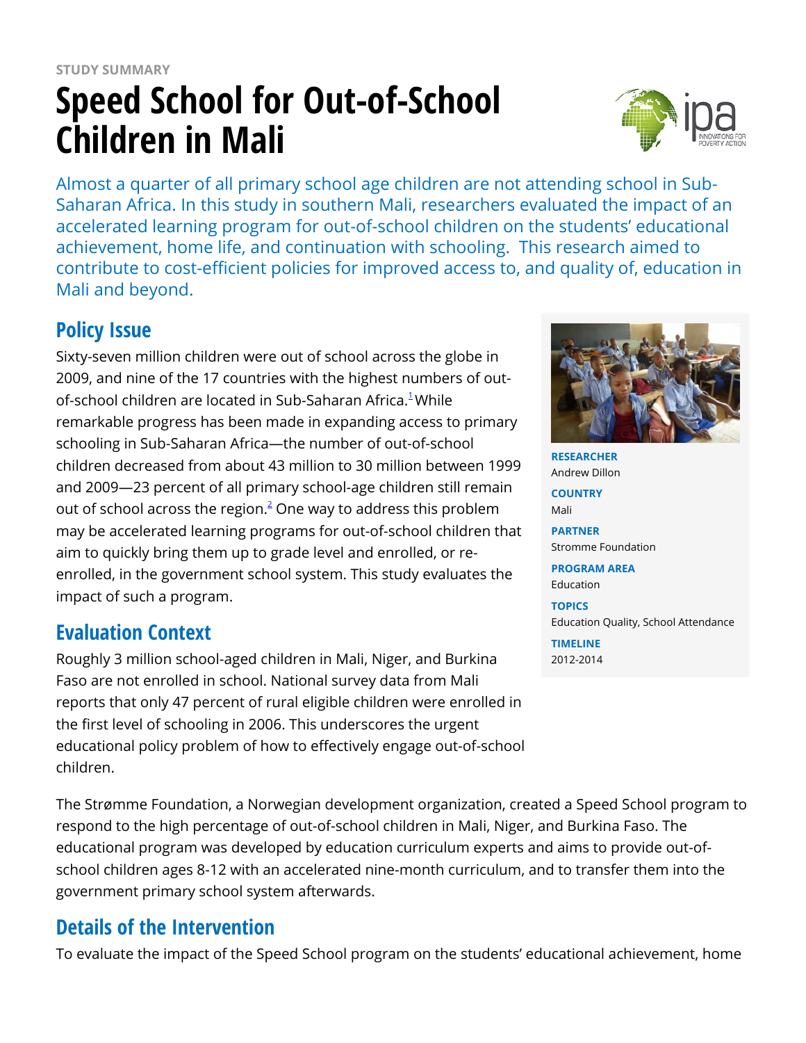STUDY SUMMARY

# Speed School for Out-of-School Children in Mali

Almost a quarter of all primary school age children are not attending school in Sub-Saharan Africa. In this study in southern Mali, researchers evaluated the impact of an accelerated learning program for out-of-school children on the students' educational achievement, home life, and continuation with schooling.  This research aimed to contribute to cost-efficient policies for improved access to, and quality of, education in Mali and beyond.

**RESEARCHER**
Andrew Dillon

**COUNTRY**
Mali

**PARTNER**
Stromme Foundation

**PROGRAM AREA**
Education

**TOPICS**
Education Quality, School Attendance

**TIMELINE**
2012-2014

## Policy Issue

Sixty-seven million children were out of school across the globe in 2009, and nine of the 17 countries with the highest numbers of out-of-school children are located in Sub-Saharan Africa.[1] While remarkable progress has been made in expanding access to primary schooling in Sub-Saharan Africa—the number of out-of-school children decreased from about 43 million to 30 million between 1999 and 2009—23 percent of all primary school-age children still remain out of school across the region.[2] One way to address this problem may be accelerated learning programs for out-of-school children that aim to quickly bring them up to grade level and enrolled, or re-enrolled, in the government school system. This study evaluates the impact of such a program.

## Evaluation Context

Roughly 3 million school-aged children in Mali, Niger, and Burkina Faso are not enrolled in school. National survey data from Mali reports that only 47 percent of rural eligible children were enrolled in the first level of schooling in 2006. This underscores the urgent educational policy problem of how to effectively engage out-of-school children.

The Strømme Foundation, a Norwegian development organization, created a Speed School program to respond to the high percentage of out-of-school children in Mali, Niger, and Burkina Faso. The educational program was developed by education curriculum experts and aims to provide out-of-school children ages 8-12 with an accelerated nine-month curriculum, and to transfer them into the government primary school system afterwards.

## Details of the Intervention

To evaluate the impact of the Speed School program on the students' educational achievement, home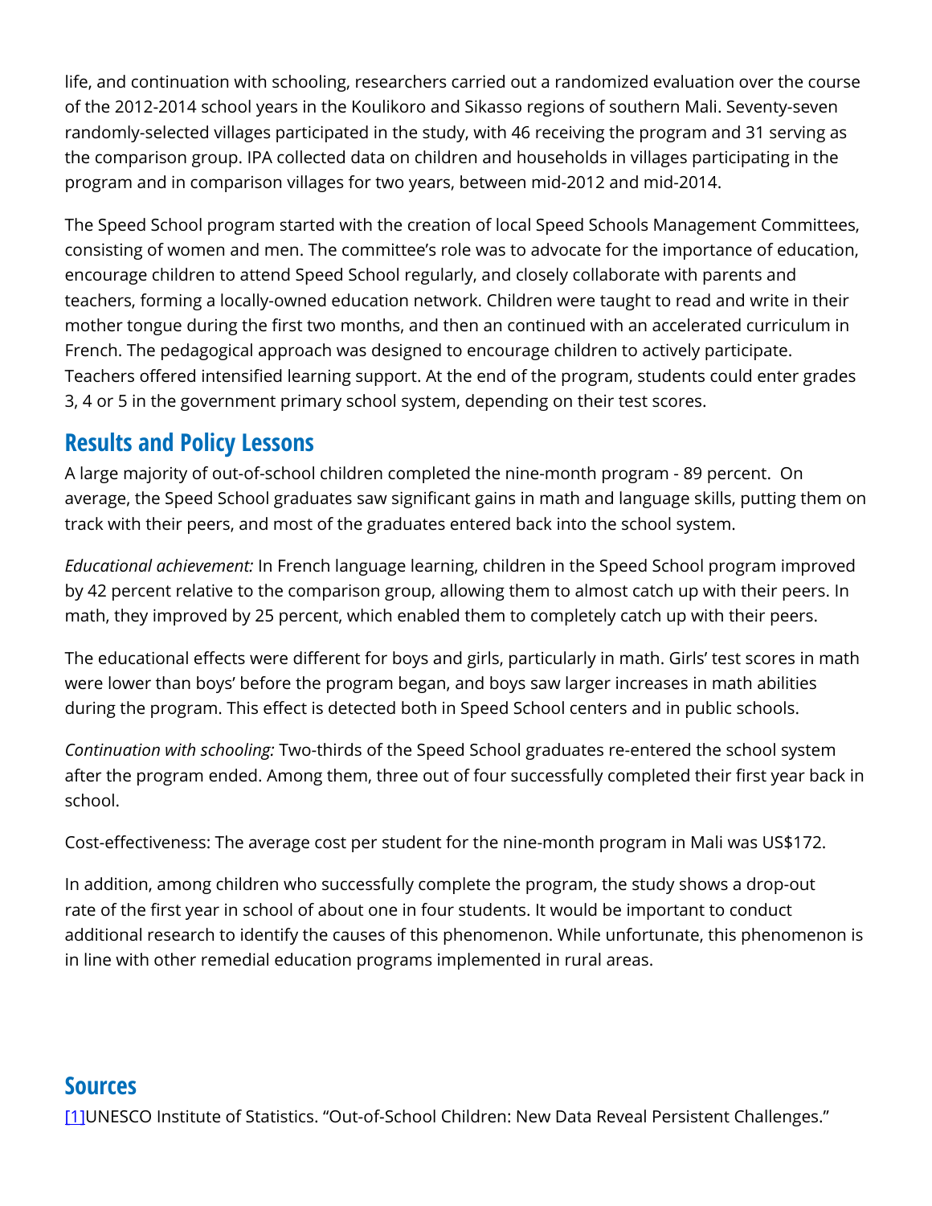life, and continuation with schooling, researchers carried out a randomized evaluation over the course of the 2012-2014 school years in the Koulikoro and Sikasso regions of southern Mali. Seventy-seven randomly-selected villages participated in the study, with 46 receiving the program and 31 serving as the comparison group. IPA collected data on children and households in villages participating in the program and in comparison villages for two years, between mid-2012 and mid-2014.

The Speed School program started with the creation of local Speed Schools Management Committees, consisting of women and men. The committee's role was to advocate for the importance of education, encourage children to attend Speed School regularly, and closely collaborate with parents and teachers, forming a locally-owned education network. Children were taught to read and write in their mother tongue during the first two months, and then an continued with an accelerated curriculum in French. The pedagogical approach was designed to encourage children to actively participate. Teachers offered intensified learning support. At the end of the program, students could enter grades 3, 4 or 5 in the government primary school system, depending on their test scores.

## Results and Policy Lessons

A large majority of out-of-school children completed the nine-month program - 89 percent. On average, the Speed School graduates saw significant gains in math and language skills, putting them on track with their peers, and most of the graduates entered back into the school system.

*Educational achievement:* In French language learning, children in the Speed School program improved by 42 percent relative to the comparison group, allowing them to almost catch up with their peers. In math, they improved by 25 percent, which enabled them to completely catch up with their peers.

The educational effects were different for boys and girls, particularly in math. Girls' test scores in math were lower than boys' before the program began, and boys saw larger increases in math abilities during the program. This effect is detected both in Speed School centers and in public schools.

*Continuation with schooling:* Two-thirds of the Speed School graduates re-entered the school system after the program ended. Among them, three out of four successfully completed their first year back in school.

Cost-effectiveness: The average cost per student for the nine-month program in Mali was US$172.

In addition, among children who successfully complete the program, the study shows a drop-out rate of the first year in school of about one in four students. It would be important to conduct additional research to identify the causes of this phenomenon. While unfortunate, this phenomenon is in line with other remedial education programs implemented in rural areas.

## Sources

[1]UNESCO Institute of Statistics. "Out-of-School Children: New Data Reveal Persistent Challenges."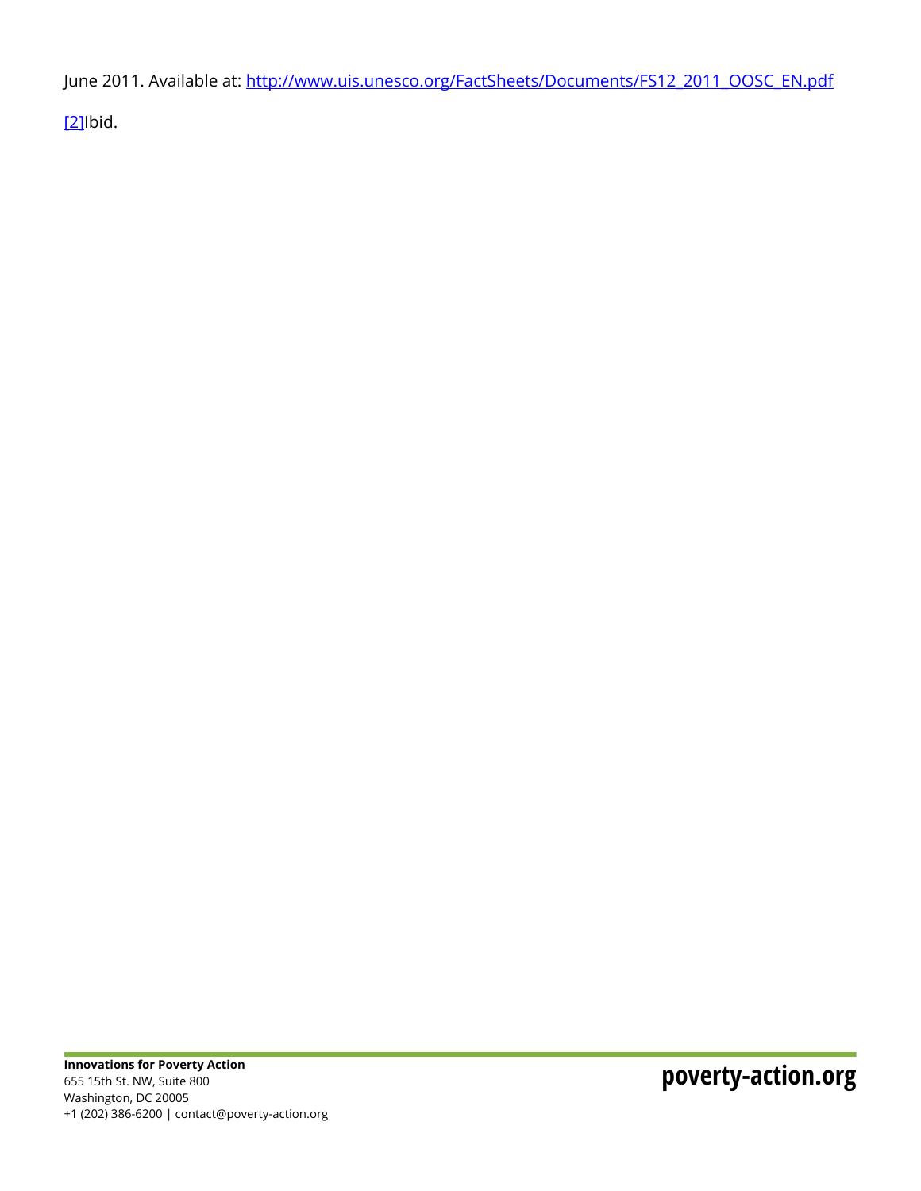June 2011. Available at: [http://www.uis.unesco.org/FactSheets/Documents/FS12_2011_OOSC_EN.pdf](http://www.uis.unesco.org/FactSheets/Documents/FS12_2011_OOSC_EN.pdf)

[2]Ibid.